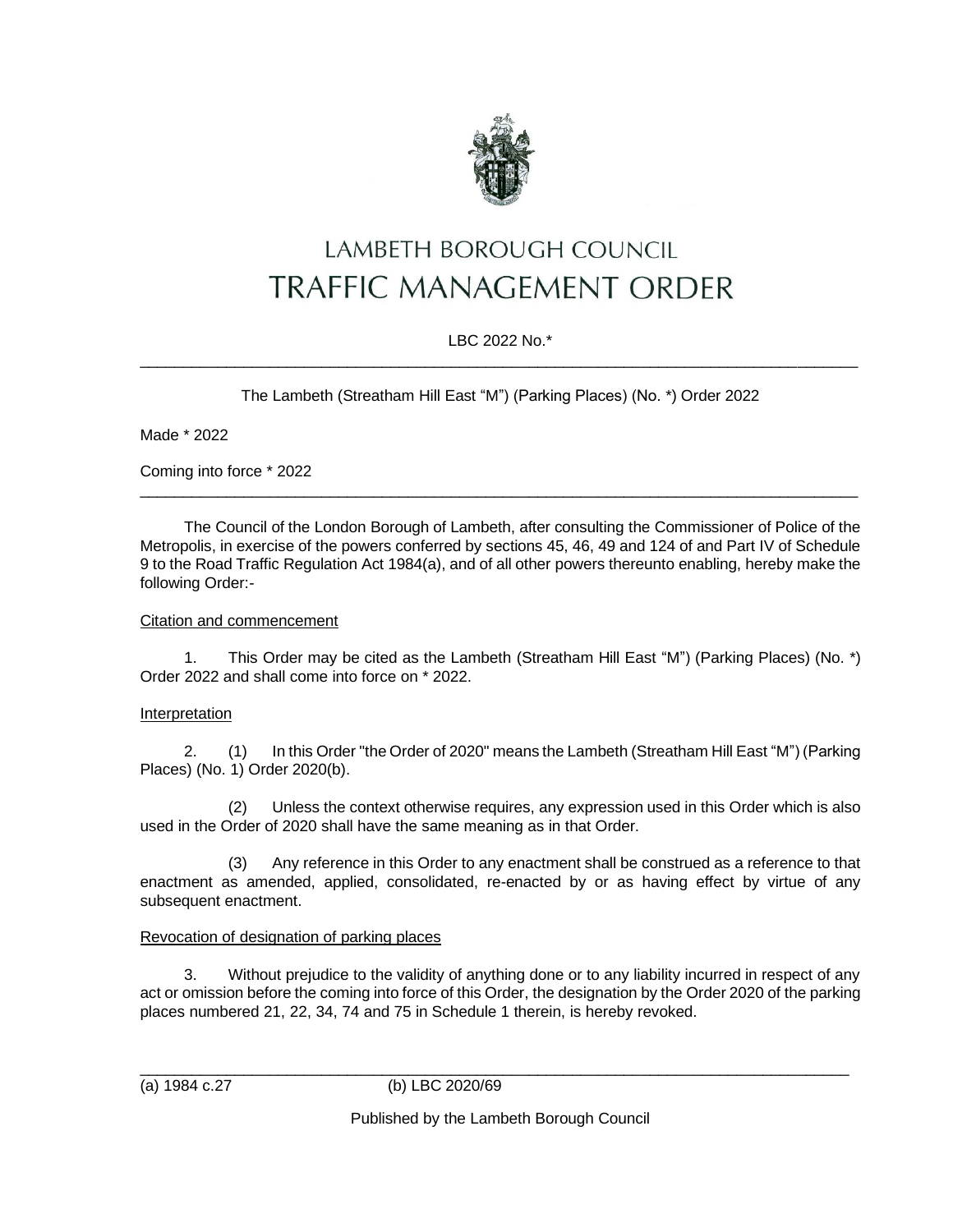# LAMBETH BOROUGH COUNCIL
# TRAFFIC MANAGEMENT ORDER

LBC 2022 No.*

---

The Lambeth (Streatham Hill East "M") (Parking Places) (No. *) Order 2022

Made * 2022

Coming into force * 2022

---

The Council of the London Borough of Lambeth, after consulting the Commissioner of Police of the Metropolis, in exercise of the powers conferred by sections 45, 46, 49 and 124 of and Part IV of Schedule 9 to the Road Traffic Regulation Act 1984(a), and of all other powers thereunto enabling, hereby make the following Order:-

Citation and commencement

1. This Order may be cited as the Lambeth (Streatham Hill East "M") (Parking Places) (No. *) Order 2022 and shall come into force on * 2022.

Interpretation

2. (1) In this Order "the Order of 2020" means the Lambeth (Streatham Hill East "M") (Parking Places) (No. 1) Order 2020(b).

(2) Unless the context otherwise requires, any expression used in this Order which is also used in the Order of 2020 shall have the same meaning as in that Order.

(3) Any reference in this Order to any enactment shall be construed as a reference to that enactment as amended, applied, consolidated, re-enacted by or as having effect by virtue of any subsequent enactment.

Revocation of designation of parking places

3. Without prejudice to the validity of anything done or to any liability incurred in respect of any act or omission before the coming into force of this Order, the designation by the Order 2020 of the parking places numbered 21, 22, 34, 74 and 75 in Schedule 1 therein, is hereby revoked.

---

(a) 1984 c.27 (b) LBC 2020/69

Published by the Lambeth Borough Council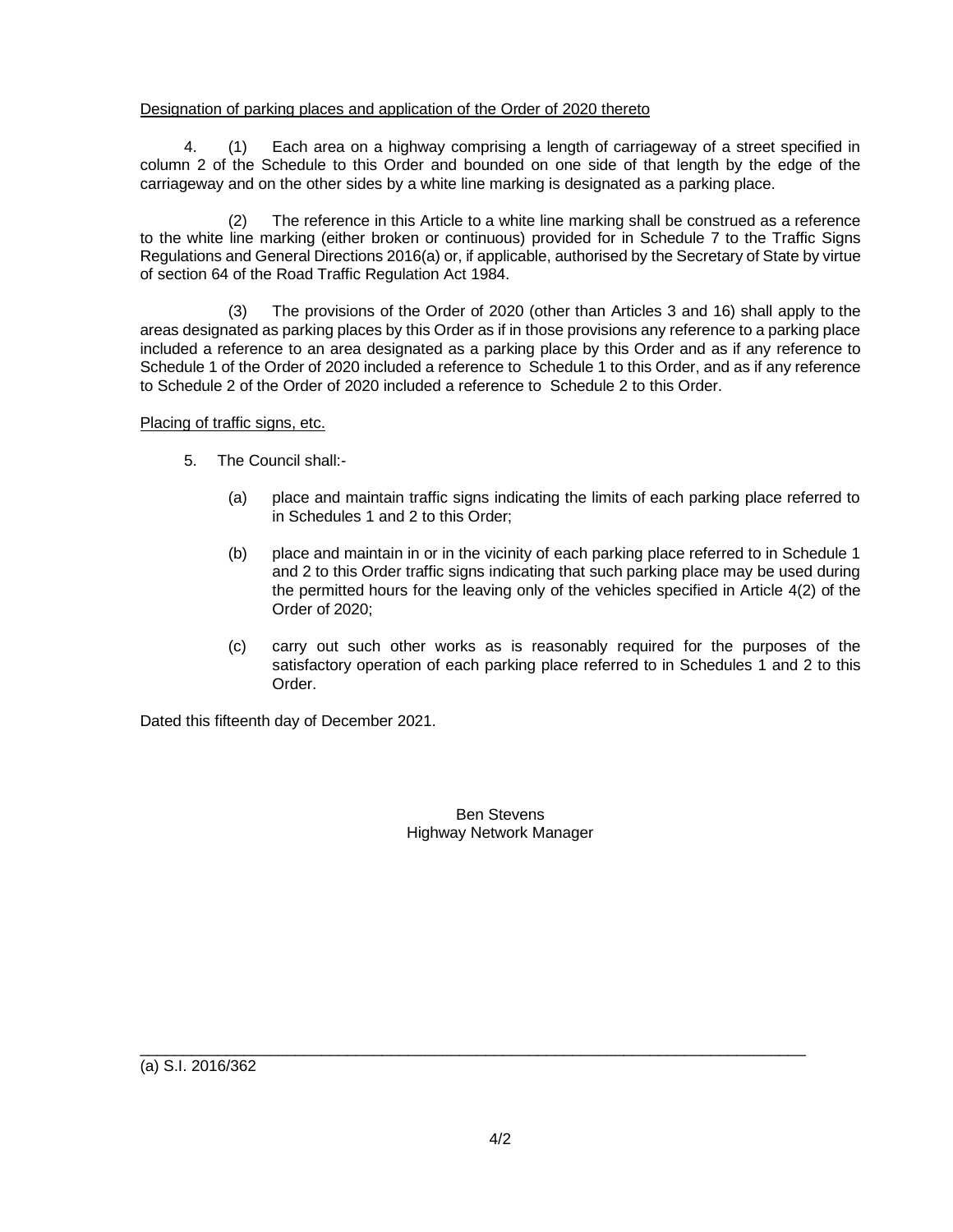Designation of parking places and application of the Order of 2020 thereto

4. (1) Each area on a highway comprising a length of carriageway of a street specified in column 2 of the Schedule to this Order and bounded on one side of that length by the edge of the carriageway and on the other sides by a white line marking is designated as a parking place.

(2) The reference in this Article to a white line marking shall be construed as a reference to the white line marking (either broken or continuous) provided for in Schedule 7 to the Traffic Signs Regulations and General Directions 2016(a) or, if applicable, authorised by the Secretary of State by virtue of section 64 of the Road Traffic Regulation Act 1984.

(3) The provisions of the Order of 2020 (other than Articles 3 and 16) shall apply to the areas designated as parking places by this Order as if in those provisions any reference to a parking place included a reference to an area designated as a parking place by this Order and as if any reference to Schedule 1 of the Order of 2020 included a reference to Schedule 1 to this Order, and as if any reference to Schedule 2 of the Order of 2020 included a reference to Schedule 2 to this Order.

Placing of traffic signs, etc.

5. The Council shall:-

(a) place and maintain traffic signs indicating the limits of each parking place referred to in Schedules 1 and 2 to this Order;

(b) place and maintain in or in the vicinity of each parking place referred to in Schedule 1 and 2 to this Order traffic signs indicating that such parking place may be used during the permitted hours for the leaving only of the vehicles specified in Article 4(2) of the Order of 2020;

(c) carry out such other works as is reasonably required for the purposes of the satisfactory operation of each parking place referred to in Schedules 1 and 2 to this Order.

Dated this fifteenth day of December 2021.

Ben Stevens
Highway Network Manager

---

(a) S.I. 2016/362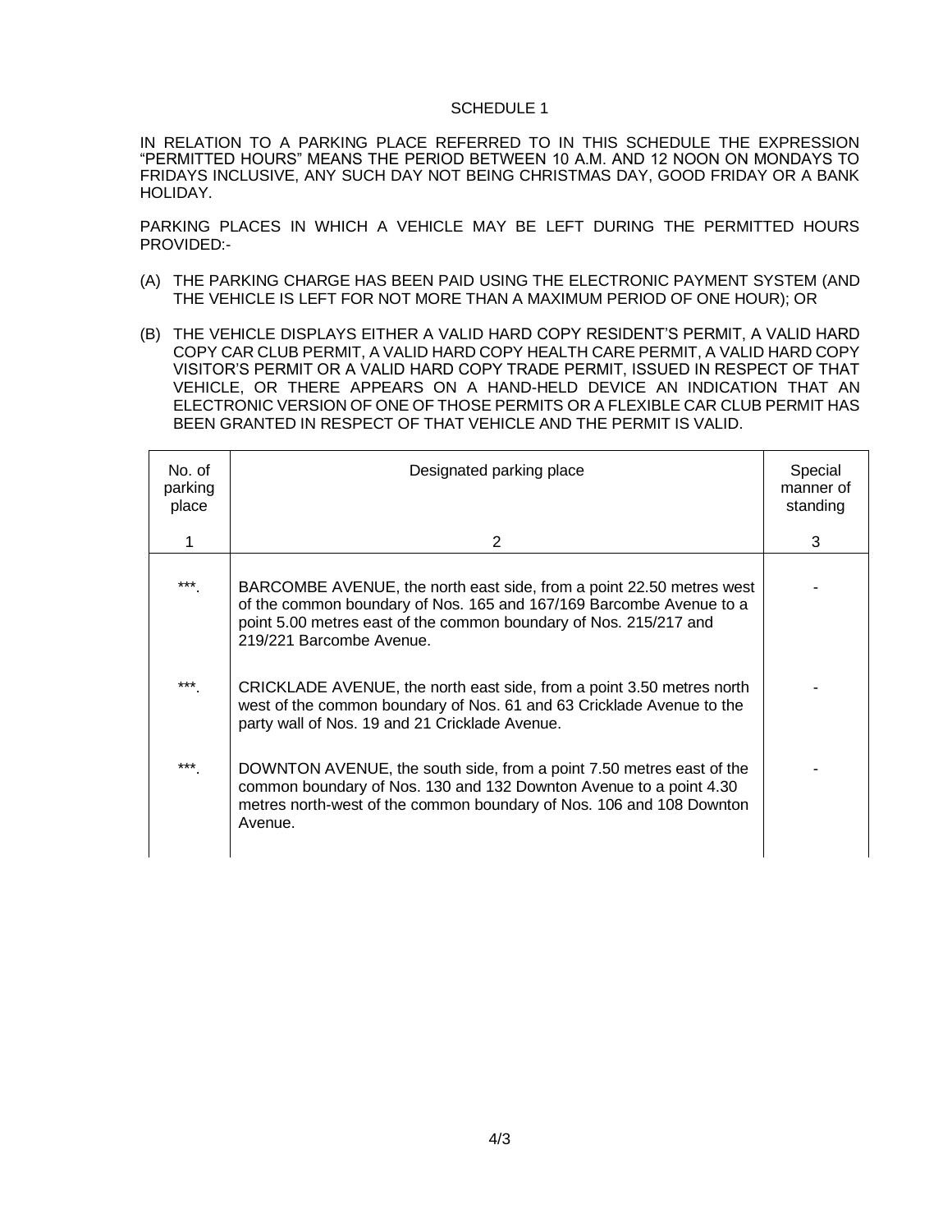SCHEDULE 1

IN RELATION TO A PARKING PLACE REFERRED TO IN THIS SCHEDULE THE EXPRESSION "PERMITTED HOURS" MEANS THE PERIOD BETWEEN 10 A.M. AND 12 NOON ON MONDAYS TO FRIDAYS INCLUSIVE, ANY SUCH DAY NOT BEING CHRISTMAS DAY, GOOD FRIDAY OR A BANK HOLIDAY.

PARKING PLACES IN WHICH A VEHICLE MAY BE LEFT DURING THE PERMITTED HOURS PROVIDED:-

(A) THE PARKING CHARGE HAS BEEN PAID USING THE ELECTRONIC PAYMENT SYSTEM (AND THE VEHICLE IS LEFT FOR NOT MORE THAN A MAXIMUM PERIOD OF ONE HOUR); OR

(B) THE VEHICLE DISPLAYS EITHER A VALID HARD COPY RESIDENT'S PERMIT, A VALID HARD COPY CAR CLUB PERMIT, A VALID HARD COPY HEALTH CARE PERMIT, A VALID HARD COPY VISITOR'S PERMIT OR A VALID HARD COPY TRADE PERMIT, ISSUED IN RESPECT OF THAT VEHICLE, OR THERE APPEARS ON A HAND-HELD DEVICE AN INDICATION THAT AN ELECTRONIC VERSION OF ONE OF THOSE PERMITS OR A FLEXIBLE CAR CLUB PERMIT HAS BEEN GRANTED IN RESPECT OF THAT VEHICLE AND THE PERMIT IS VALID.

| No. of parking place | Designated parking place | Special manner of standing |
|---|---|---|
| 1 | 2 | 3 |
| ***. | BARCOMBE AVENUE, the north east side, from a point 22.50 metres west of the common boundary of Nos. 165 and 167/169 Barcombe Avenue to a point 5.00 metres east of the common boundary of Nos. 215/217 and 219/221 Barcombe Avenue. | - |
| ***. | CRICKLADE AVENUE, the north east side, from a point 3.50 metres north west of the common boundary of Nos. 61 and 63 Cricklade Avenue to the party wall of Nos. 19 and 21 Cricklade Avenue. | - |
| ***. | DOWNTON AVENUE, the south side, from a point 7.50 metres east of the common boundary of Nos. 130 and 132 Downton Avenue to a point 4.30 metres north-west of the common boundary of Nos. 106 and 108 Downton Avenue. | - |